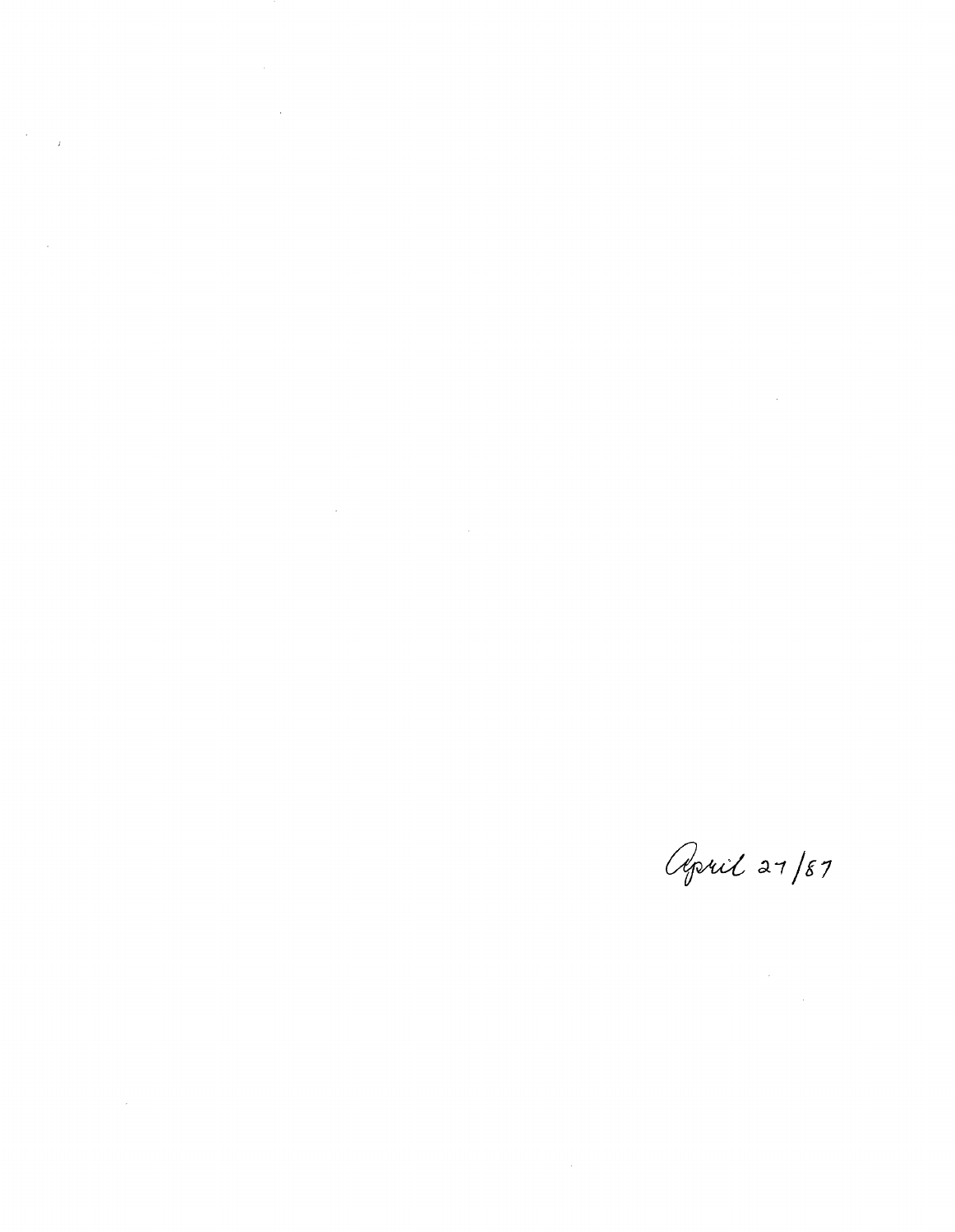April 27/87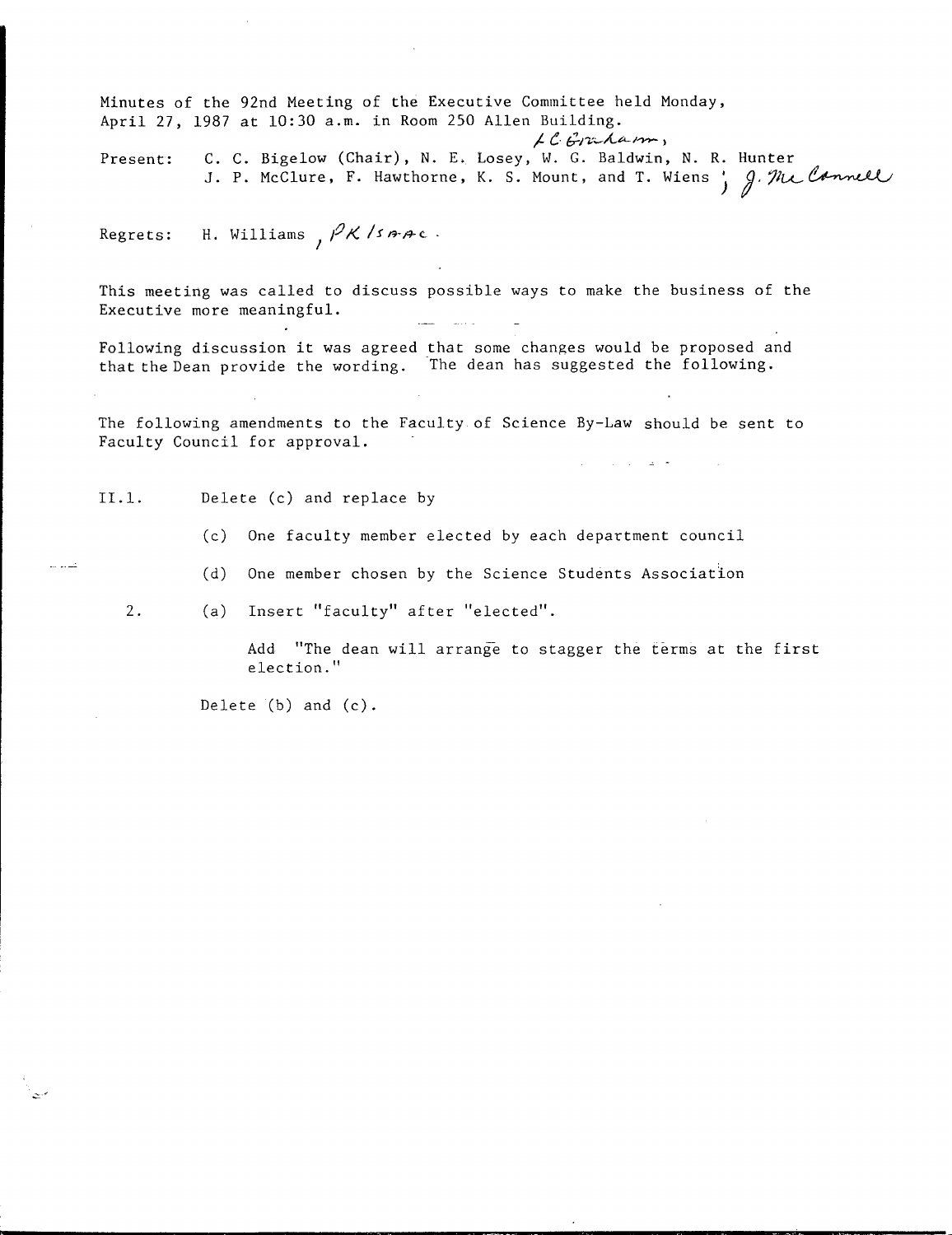Minutes of the 92nd Meeting of the Executive Committee held Monday, April 27, 1987 at 10:30 a.m. in Room 250 Allen Building.

Present: C. C. Bigelow (Chair), N. E. Losey, W. G. Baldwin, N. R. Hunter, L C Graham, J. P. McClure, F. Hawthorne, K. S. Mount, and T. Wiens, J. McConnell

Regrets: H. Williams, PK/SAAC.

This meeting was called to discuss possible ways to make the business of the Executive more meaningful.

Following discussion it was agreed that some changes would be proposed and that the Dean provide the wording. The dean has suggested the following.

The following amendments to the Faculty of Science By-Law should be sent to Faculty Council for approval.

II.1. Delete (c) and replace by

(c) One faculty member elected by each department council

(d) One member chosen by the Science Students Association

2. (a) Insert "faculty" after "elected".

Add "The dean will arrange to stagger the terms at the first election."

Delete (b) and (c).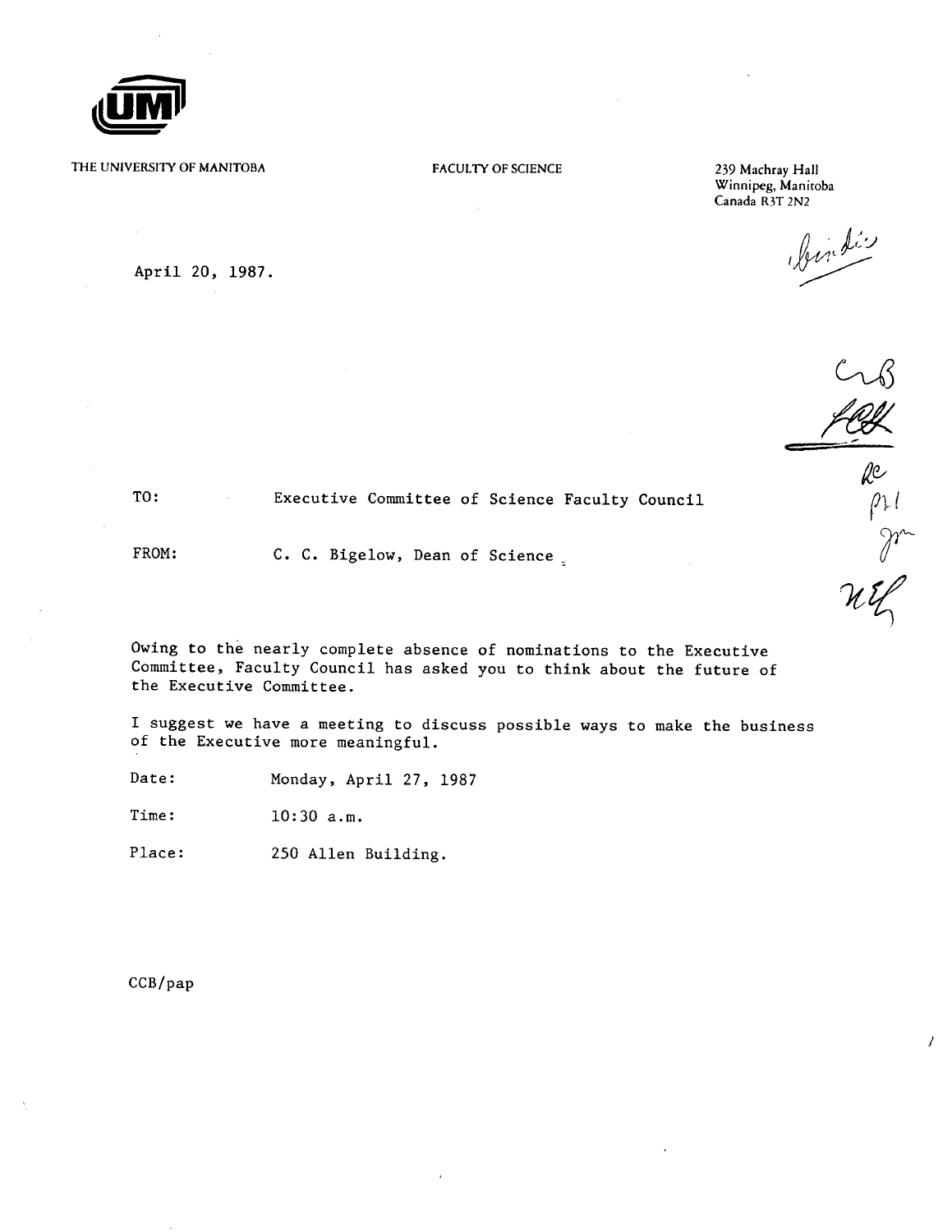THE UNIVERSITY OF MANITOBA

FACULTY OF SCIENCE

239 Machray Hall
Winnipeg, Manitoba
Canada R3T 2N2

April 20, 1987.

TO: Executive Committee of Science Faculty Council

FROM: C. C. Bigelow, Dean of Science

Owing to the nearly complete absence of nominations to the Executive Committee, Faculty Council has asked you to think about the future of the Executive Committee.

I suggest we have a meeting to discuss possible ways to make the business of the Executive more meaningful.

Date: Monday, April 27, 1987

Time: 10:30 a.m.

Place: 250 Allen Building.

CCB/pap